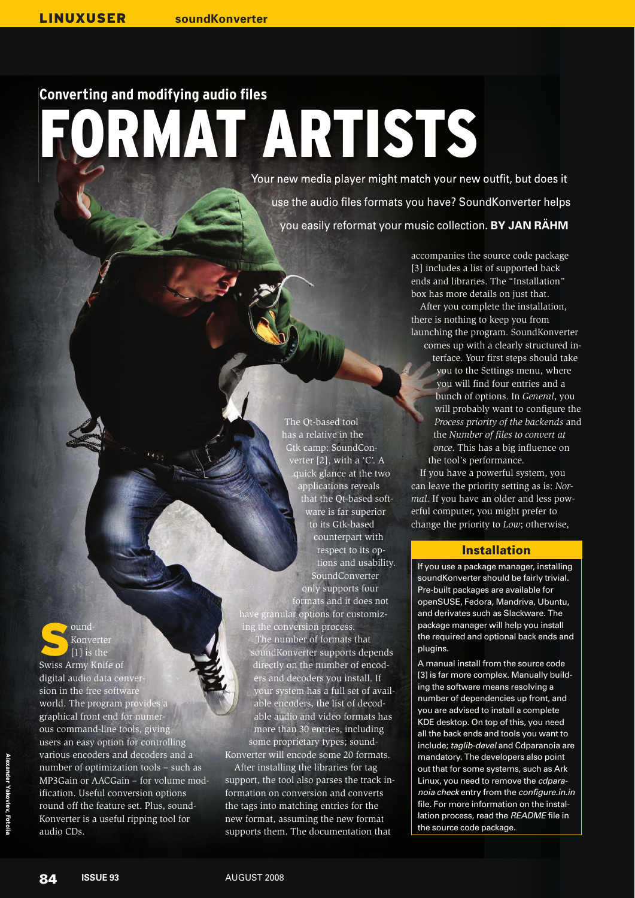## Converting and modifying audio files

# FORMAT ARTISTS

Your new media player might match your new outfit, but does it use the audio files formats you have? SoundKonverter helps you easily reformat your music collection. **BY JAN RÄHM**

SoundKonverter [1] is the Swiss Army Knife of digital audio data conversion in the free software world. The program provides a graphical front end for numerous command-line tools, giving users an easy option for controlling various encoders and decoders and a number of optimization tools – such as MP3Gain or AACGain – for volume modification. Useful conversion options round off the feature set. Plus, soundKonverter is a useful ripping tool for audio CDs.

The Qt-based tool has a relative in the Gtk camp: SoundConverter [2], with a 'C'. A quick glance at the two applications reveals that the Qt-based software is far superior to its Gtk-based counterpart with respect to its options and usability. SoundConverter only supports four formats and it does not have granular options for customizing the conversion process.

The number of formats that soundKonverter supports depends directly on the number of encoders and decoders you install. If your system has a full set of available encoders, the list of decodable audio and video formats has more than 30 entries, including some proprietary types; soundKonverter will encode some 20 formats.

After installing the libraries for tag support, the tool also parses the track information on conversion and converts the tags into matching entries for the new format, assuming the new format supports them. The documentation that accompanies the source code package [3] includes a list of supported back ends and libraries. The "Installation" box has more details on just that.

After you complete the installation, there is nothing to keep you from launching the program. SoundKonverter comes up with a clearly structured interface. Your first steps should take you to the Settings menu, where you will find four entries and a bunch of options. In *General*, you will probably want to configure the *Process priority of the backends* and the *Number of files to convert at once*. This has a big influence on the tool's performance.

If you have a powerful system, you can leave the priority setting as is: *Normal*. If you have an older and less powerful computer, you might prefer to change the priority to *Low*; otherwise,

### Installation

If you use a package manager, installing soundKonverter should be fairly trivial. Pre-built packages are available for openSUSE, Fedora, Mandriva, Ubuntu, and derivates such as Slackware. The package manager will help you install the required and optional back ends and plugins.

A manual install from the source code [3] is far more complex. Manually building the software means resolving a number of dependencies up front, and you are advised to install a complete KDE desktop. On top of this, you need all the back ends and tools you want to include; *taglib-devel* and Cdparanoia are mandatory. The developers also point out that for some systems, such as Ark Linux, you need to remove the *cdparanoia check* entry from the *configure.in.in* file. For more information on the installation process, read the *README* file in the source code package.

Alexander Yakovlev, Fotolia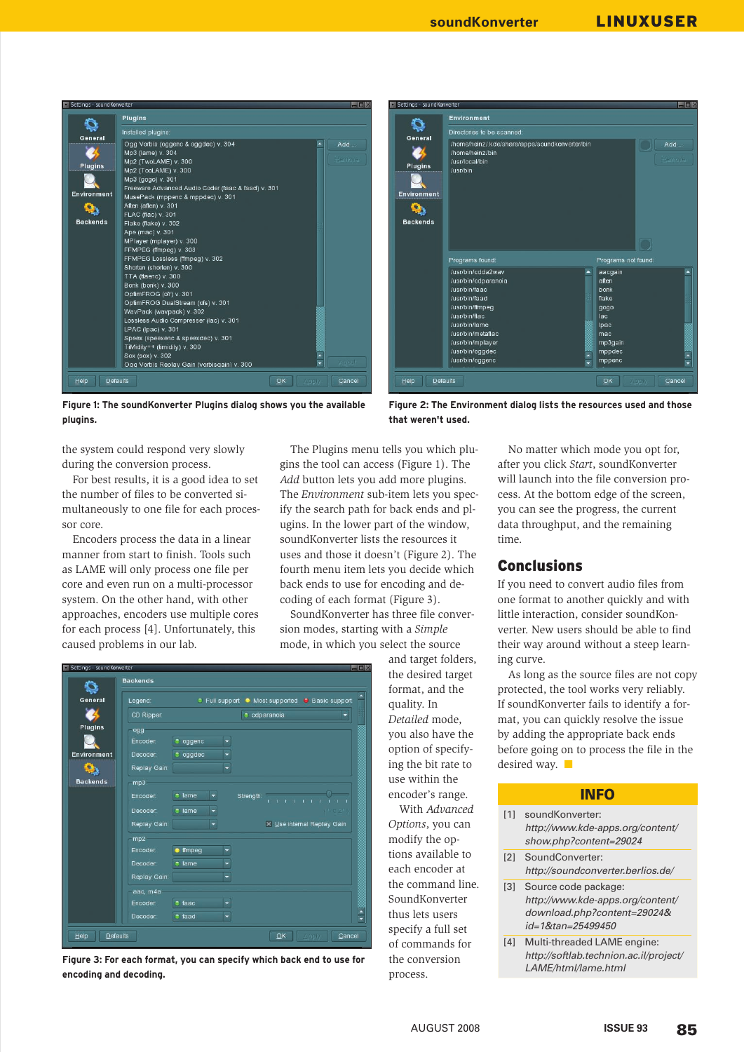Figure 1: The soundKonverter Plugins dialog shows you the available plugins.

Figure 2: The Environment dialog lists the resources used and those that weren't used.

the system could respond very slowly during the conversion process.

For best results, it is a good idea to set the number of files to be converted simultaneously to one file for each processor core.

Encoders process the data in a linear manner from start to finish. Tools such as LAME will only process one file per core and even run on a multi-processor system. On the other hand, with other approaches, encoders use multiple cores for each process [4]. Unfortunately, this caused problems in our lab.

The Plugins menu tells you which plugins the tool can access (Figure 1). The *Add* button lets you add more plugins. The *Environment* sub-item lets you specify the search path for back ends and plugins. In the lower part of the window, soundKonverter lists the resources it uses and those it doesn't (Figure 2). The fourth menu item lets you decide which back ends to use for encoding and decoding of each format (Figure 3).

SoundKonverter has three file conversion modes, starting with a *Simple* mode, in which you select the source and target folders, the desired target format, and the quality. In *Detailed* mode, you also have the option of specifying the bit rate to use within the encoder's range.

With *Advanced Options*, you can modify the options available to each encoder at the command line. SoundKonverter thus lets users specify a full set of commands for the conversion process.

Figure 3: For each format, you can specify which back end to use for encoding and decoding.

No matter which mode you opt for, after you click *Start*, soundKonverter will launch into the file conversion process. At the bottom edge of the screen, you can see the progress, the current data throughput, and the remaining time.

## Conclusions

If you need to convert audio files from one format to another quickly and with little interaction, consider soundKonverter. New users should be able to find their way around without a steep learning curve.

As long as the source files are not copy protected, the tool works very reliably. If soundKonverter fails to identify a format, you can quickly resolve the issue by adding the appropriate back ends before going on to process the file in the desired way. ■

## INFO

[1] soundKonverter: *http://www.kde-apps.org/content/show.php?content=29024*

[2] SoundConverter: *http://soundconverter.berlios.de/*

[3] Source code package: *http://www.kde-apps.org/content/download.php?content=29024&id=1&tan=25499450*

[4] Multi-threaded LAME engine: *http://softlab.technion.ac.il/project/LAME/html/lame.html*